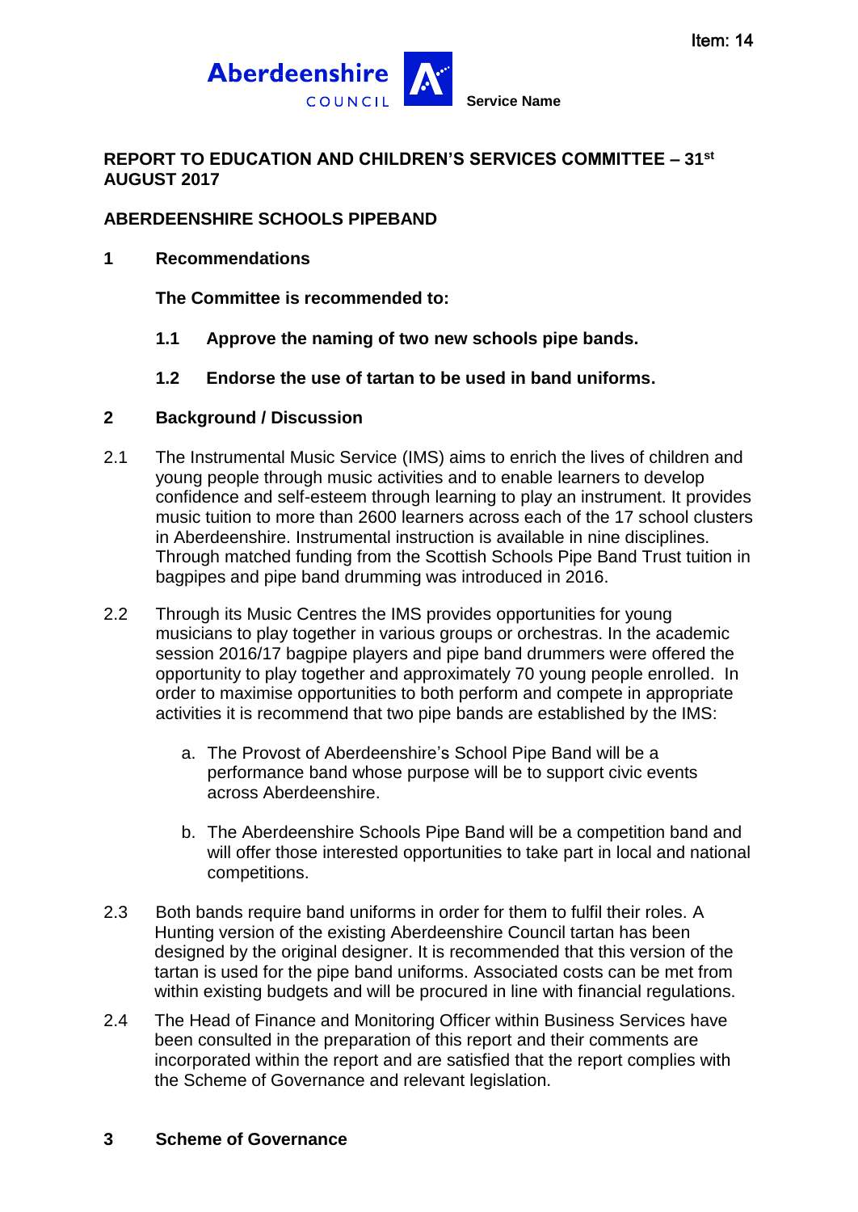Item: 14

Aberdeenshire COUNCIL **Service Name**

**REPORT TO EDUCATION AND CHILDREN'S SERVICES COMMITTEE – 31st AUGUST 2017**

**ABERDEENSHIRE SCHOOLS PIPEBAND**

## 1 Recommendations

**The Committee is recommended to:**

**1.1 Approve the naming of two new schools pipe bands.**

**1.2 Endorse the use of tartan to be used in band uniforms.**

## 2 Background / Discussion

2.1 The Instrumental Music Service (IMS) aims to enrich the lives of children and young people through music activities and to enable learners to develop confidence and self-esteem through learning to play an instrument. It provides music tuition to more than 2600 learners across each of the 17 school clusters in Aberdeenshire. Instrumental instruction is available in nine disciplines. Through matched funding from the Scottish Schools Pipe Band Trust tuition in bagpipes and pipe band drumming was introduced in 2016.

2.2 Through its Music Centres the IMS provides opportunities for young musicians to play together in various groups or orchestras. In the academic session 2016/17 bagpipe players and pipe band drummers were offered the opportunity to play together and approximately 70 young people enrolled. In order to maximise opportunities to both perform and compete in appropriate activities it is recommend that two pipe bands are established by the IMS:

a. The Provost of Aberdeenshire's School Pipe Band will be a performance band whose purpose will be to support civic events across Aberdeenshire.

b. The Aberdeenshire Schools Pipe Band will be a competition band and will offer those interested opportunities to take part in local and national competitions.

2.3 Both bands require band uniforms in order for them to fulfil their roles. A Hunting version of the existing Aberdeenshire Council tartan has been designed by the original designer. It is recommended that this version of the tartan is used for the pipe band uniforms. Associated costs can be met from within existing budgets and will be procured in line with financial regulations.

2.4 The Head of Finance and Monitoring Officer within Business Services have been consulted in the preparation of this report and their comments are incorporated within the report and are satisfied that the report complies with the Scheme of Governance and relevant legislation.

## 3 Scheme of Governance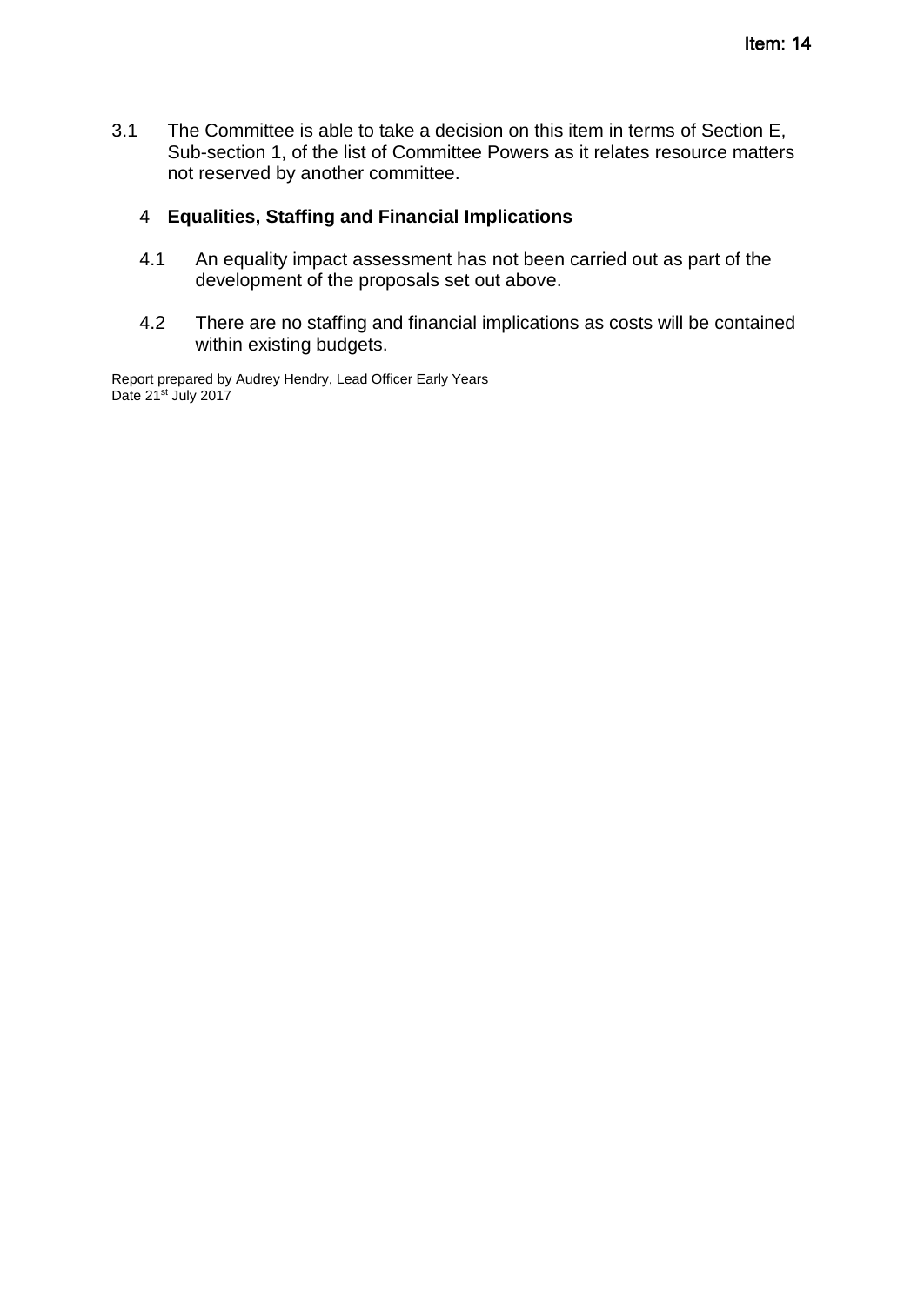3.1 The Committee is able to take a decision on this item in terms of Section E, Sub-section 1, of the list of Committee Powers as it relates resource matters not reserved by another committee.

## 4 Equalities, Staffing and Financial Implications

4.1 An equality impact assessment has not been carried out as part of the development of the proposals set out above.

4.2 There are no staffing and financial implications as costs will be contained within existing budgets.

Report prepared by Audrey Hendry, Lead Officer Early Years
Date 21st July 2017